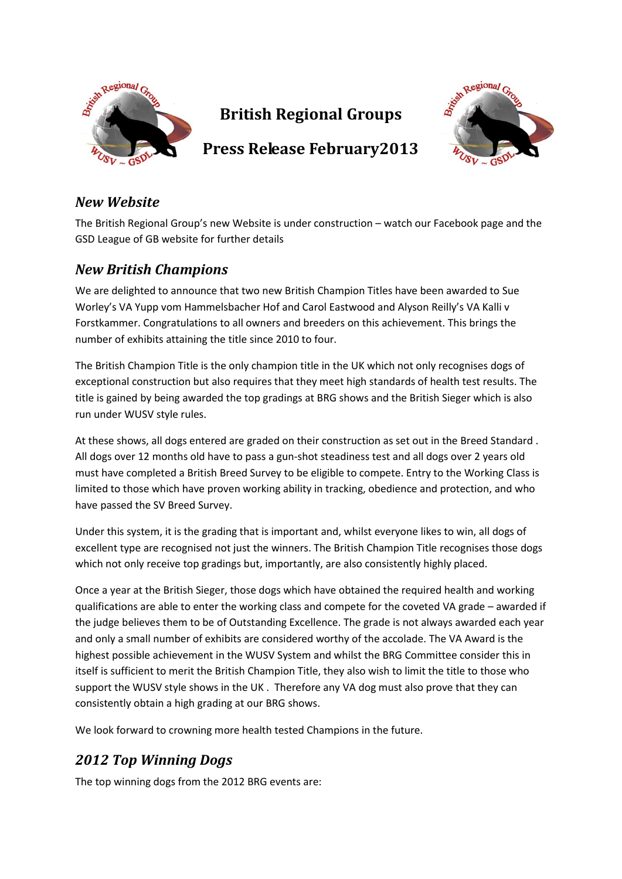# British Regional Groups

# Press Release February2013

## *New Website*

The British Regional Group's new Website is under construction – watch our Facebook page and the GSD League of GB website for further details

## *New British Champions*

We are delighted to announce that two new British Champion Titles have been awarded to Sue Worley's VA Yupp vom Hammelsbacher Hof and Carol Eastwood and Alyson Reilly's VA Kalli v Forstkammer. Congratulations to all owners and breeders on this achievement. This brings the number of exhibits attaining the title since 2010 to four.

The British Champion Title is the only champion title in the UK which not only recognises dogs of exceptional construction but also requires that they meet high standards of health test results. The title is gained by being awarded the top gradings at BRG shows and the British Sieger which is also run under WUSV style rules.

At these shows, all dogs entered are graded on their construction as set out in the Breed Standard . All dogs over 12 months old have to pass a gun-shot steadiness test and all dogs over 2 years old must have completed a British Breed Survey to be eligible to compete. Entry to the Working Class is limited to those which have proven working ability in tracking, obedience and protection, and who have passed the SV Breed Survey.

Under this system, it is the grading that is important and, whilst everyone likes to win, all dogs of excellent type are recognised not just the winners. The British Champion Title recognises those dogs which not only receive top gradings but, importantly, are also consistently highly placed.

Once a year at the British Sieger, those dogs which have obtained the required health and working qualifications are able to enter the working class and compete for the coveted VA grade – awarded if the judge believes them to be of Outstanding Excellence. The grade is not always awarded each year and only a small number of exhibits are considered worthy of the accolade. The VA Award is the highest possible achievement in the WUSV System and whilst the BRG Committee consider this in itself is sufficient to merit the British Champion Title, they also wish to limit the title to those who support the WUSV style shows in the UK . Therefore any VA dog must also prove that they can consistently obtain a high grading at our BRG shows.

We look forward to crowning more health tested Champions in the future.

## *2012 Top Winning Dogs*

The top winning dogs from the 2012 BRG events are: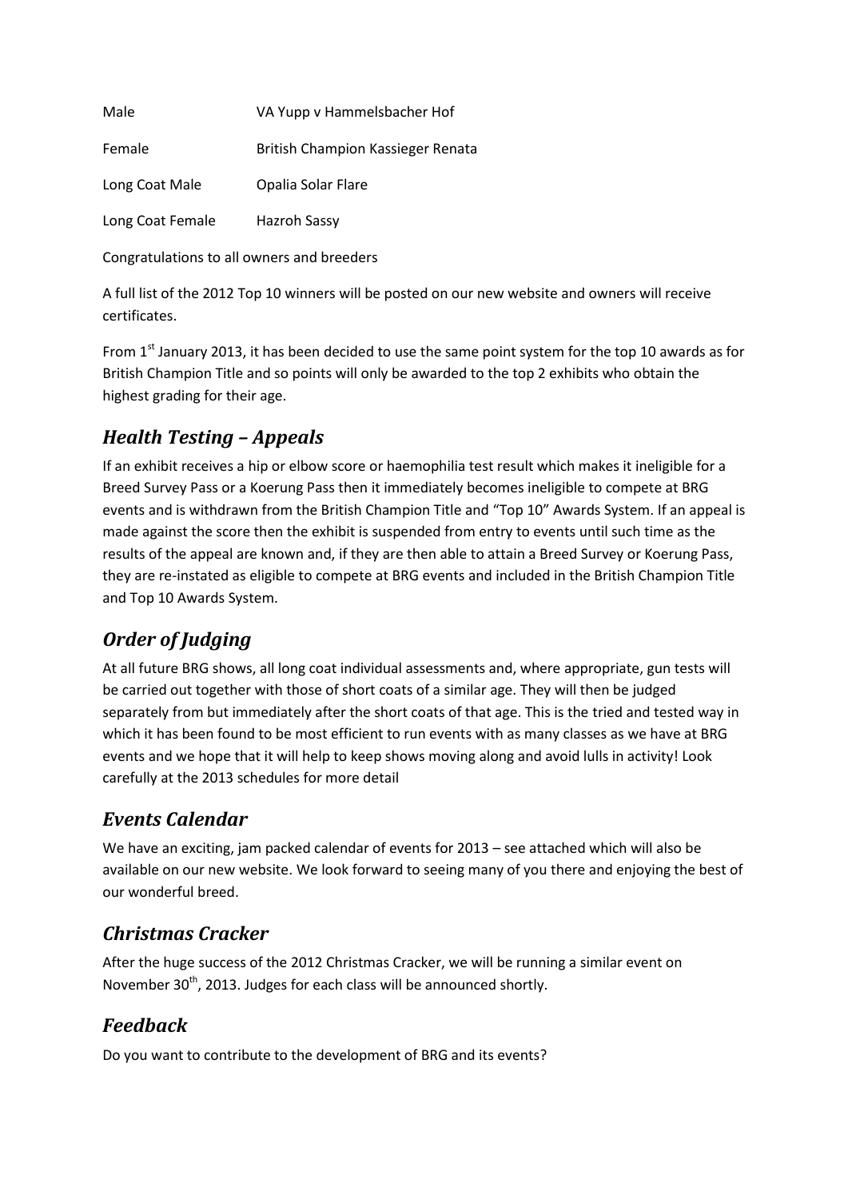| | |
|---|---|
| Male | VA Yupp v Hammelsbacher Hof |
| Female | British Champion Kassieger Renata |
| Long Coat Male | Opalia Solar Flare |
| Long Coat Female | Hazroh Sassy |

Congratulations to all owners and breeders

A full list of the 2012 Top 10 winners will be posted on our new website and owners will receive certificates.

From 1st January 2013, it has been decided to use the same point system for the top 10 awards as for British Champion Title and so points will only be awarded to the top 2 exhibits who obtain the highest grading for their age.

## *Health Testing – Appeals*

If an exhibit receives a hip or elbow score or haemophilia test result which makes it ineligible for a Breed Survey Pass or a Koerung Pass then it immediately becomes ineligible to compete at BRG events and is withdrawn from the British Champion Title and "Top 10" Awards System. If an appeal is made against the score then the exhibit is suspended from entry to events until such time as the results of the appeal are known and, if they are then able to attain a Breed Survey or Koerung Pass, they are re-instated as eligible to compete at BRG events and included in the British Champion Title and Top 10 Awards System.

## *Order of Judging*

At all future BRG shows, all long coat individual assessments and, where appropriate, gun tests will be carried out together with those of short coats of a similar age. They will then be judged separately from but immediately after the short coats of that age. This is the tried and tested way in which it has been found to be most efficient to run events with as many classes as we have at BRG events and we hope that it will help to keep shows moving along and avoid lulls in activity! Look carefully at the 2013 schedules for more detail

## *Events Calendar*

We have an exciting, jam packed calendar of events for 2013 – see attached which will also be available on our new website. We look forward to seeing many of you there and enjoying the best of our wonderful breed.

## *Christmas Cracker*

After the huge success of the 2012 Christmas Cracker, we will be running a similar event on November 30th, 2013. Judges for each class will be announced shortly.

## *Feedback*

Do you want to contribute to the development of BRG and its events?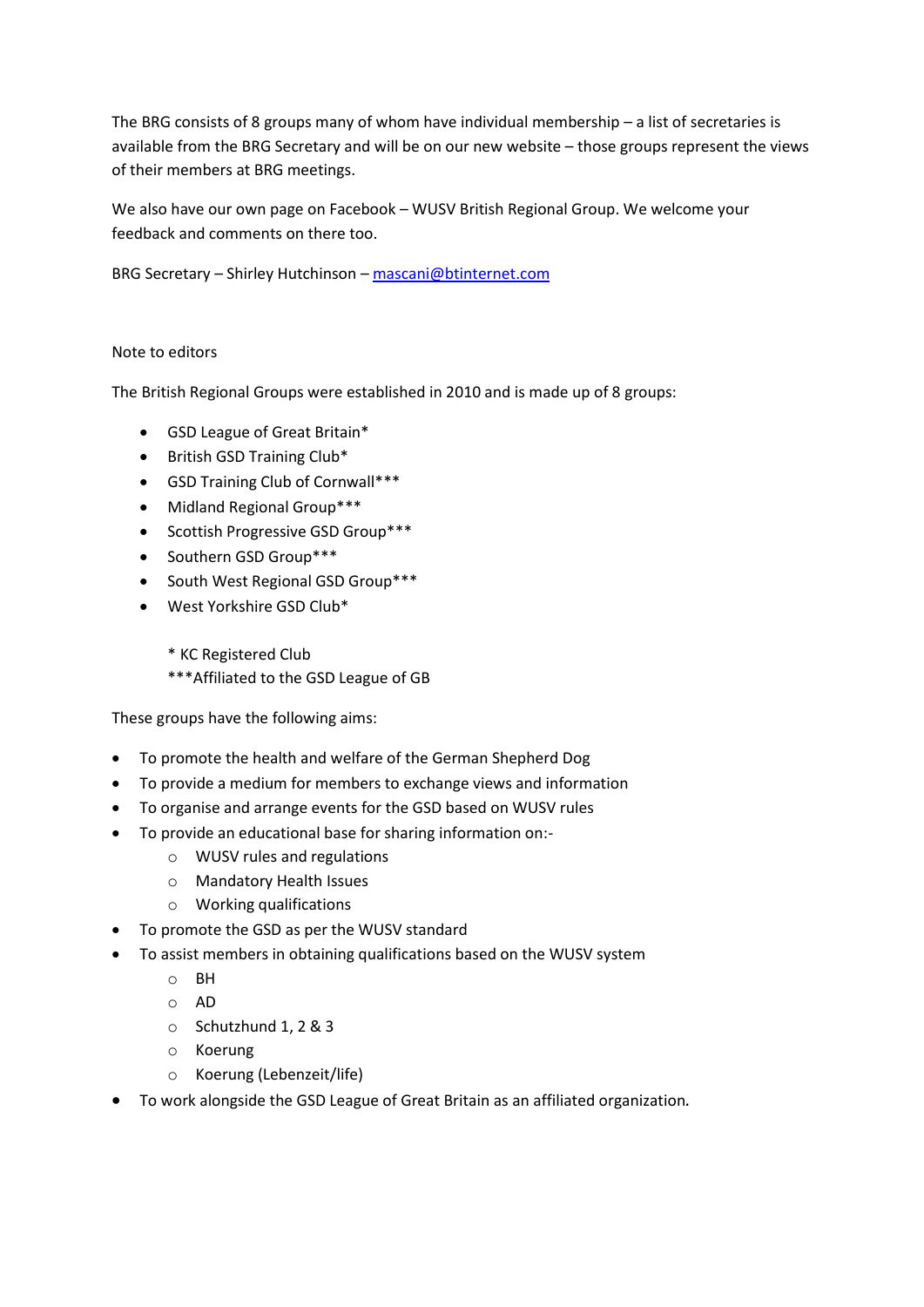The BRG consists of 8 groups many of whom have individual membership – a list of secretaries is available from the BRG Secretary and will be on our new website – those groups represent the views of their members at BRG meetings.

We also have our own page on Facebook – WUSV British Regional Group. We welcome your feedback and comments on there too.

BRG Secretary – Shirley Hutchinson – [mascani@btinternet.com](mailto:mascani@btinternet.com)

Note to editors

The British Regional Groups were established in 2010 and is made up of 8 groups:

- GSD League of Great Britain*
- British GSD Training Club*
- GSD Training Club of Cornwall***
- Midland Regional Group***
- Scottish Progressive GSD Group***
- Southern GSD Group***
- South West Regional GSD Group***
- West Yorkshire GSD Club*

  * KC Registered Club
  ***Affiliated to the GSD League of GB

These groups have the following aims:

- To promote the health and welfare of the German Shepherd Dog
- To provide a medium for members to exchange views and information
- To organise and arrange events for the GSD based on WUSV rules
- To provide an educational base for sharing information on:-
  - WUSV rules and regulations
  - Mandatory Health Issues
  - Working qualifications
- To promote the GSD as per the WUSV standard
- To assist members in obtaining qualifications based on the WUSV system
  - BH
  - AD
  - Schutzhund 1, 2 & 3
  - Koerung
  - Koerung (Lebenzeit/life)
- To work alongside the GSD League of Great Britain as an affiliated organization.